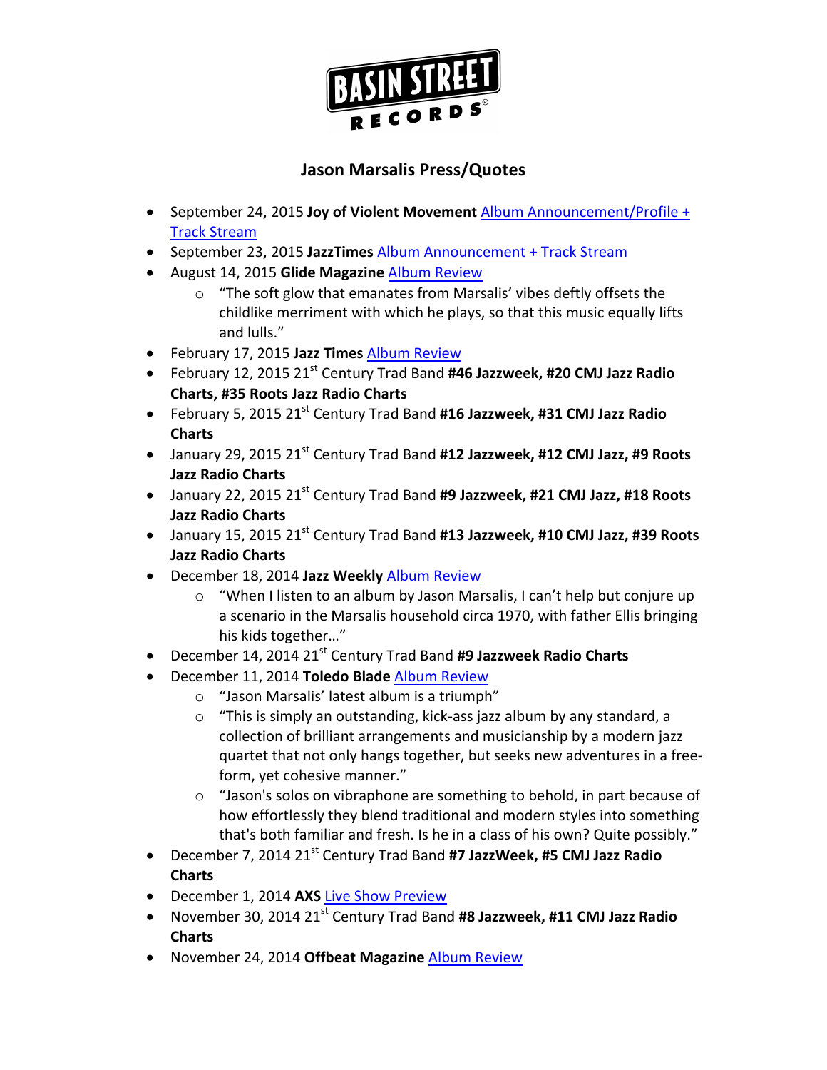# Jason Marsalis Press/Quotes

- September 24, 2015 **Joy of Violent Movement** Album Announcement/Profile + Track Stream
- September 23, 2015 **JazzTimes** Album Announcement + Track Stream
- August 14, 2015 **Glide Magazine** Album Review
  - "The soft glow that emanates from Marsalis' vibes deftly offsets the childlike merriment with which he plays, so that this music equally lifts and lulls."
- February 17, 2015 **Jazz Times** Album Review
- February 12, 2015 21st Century Trad Band **#46 Jazzweek, #20 CMJ Jazz Radio Charts, #35 Roots Jazz Radio Charts**
- February 5, 2015 21st Century Trad Band **#16 Jazzweek, #31 CMJ Jazz Radio Charts**
- January 29, 2015 21st Century Trad Band **#12 Jazzweek, #12 CMJ Jazz, #9 Roots Jazz Radio Charts**
- January 22, 2015 21st Century Trad Band **#9 Jazzweek, #21 CMJ Jazz, #18 Roots Jazz Radio Charts**
- January 15, 2015 21st Century Trad Band **#13 Jazzweek, #10 CMJ Jazz, #39 Roots Jazz Radio Charts**
- December 18, 2014 **Jazz Weekly** Album Review
  - "When I listen to an album by Jason Marsalis, I can't help but conjure up a scenario in the Marsalis household circa 1970, with father Ellis bringing his kids together…"
- December 14, 2014 21st Century Trad Band **#9 Jazzweek Radio Charts**
- December 11, 2014 **Toledo Blade** Album Review
  - "Jason Marsalis' latest album is a triumph"
  - "This is simply an outstanding, kick-ass jazz album by any standard, a collection of brilliant arrangements and musicianship by a modern jazz quartet that not only hangs together, but seeks new adventures in a free-form, yet cohesive manner."
  - "Jason's solos on vibraphone are something to behold, in part because of how effortlessly they blend traditional and modern styles into something that's both familiar and fresh. Is he in a class of his own? Quite possibly."
- December 7, 2014 21st Century Trad Band **#7 JazzWeek, #5 CMJ Jazz Radio Charts**
- December 1, 2014 **AXS** Live Show Preview
- November 30, 2014 21st Century Trad Band **#8 Jazzweek, #11 CMJ Jazz Radio Charts**
- November 24, 2014 **Offbeat Magazine** Album Review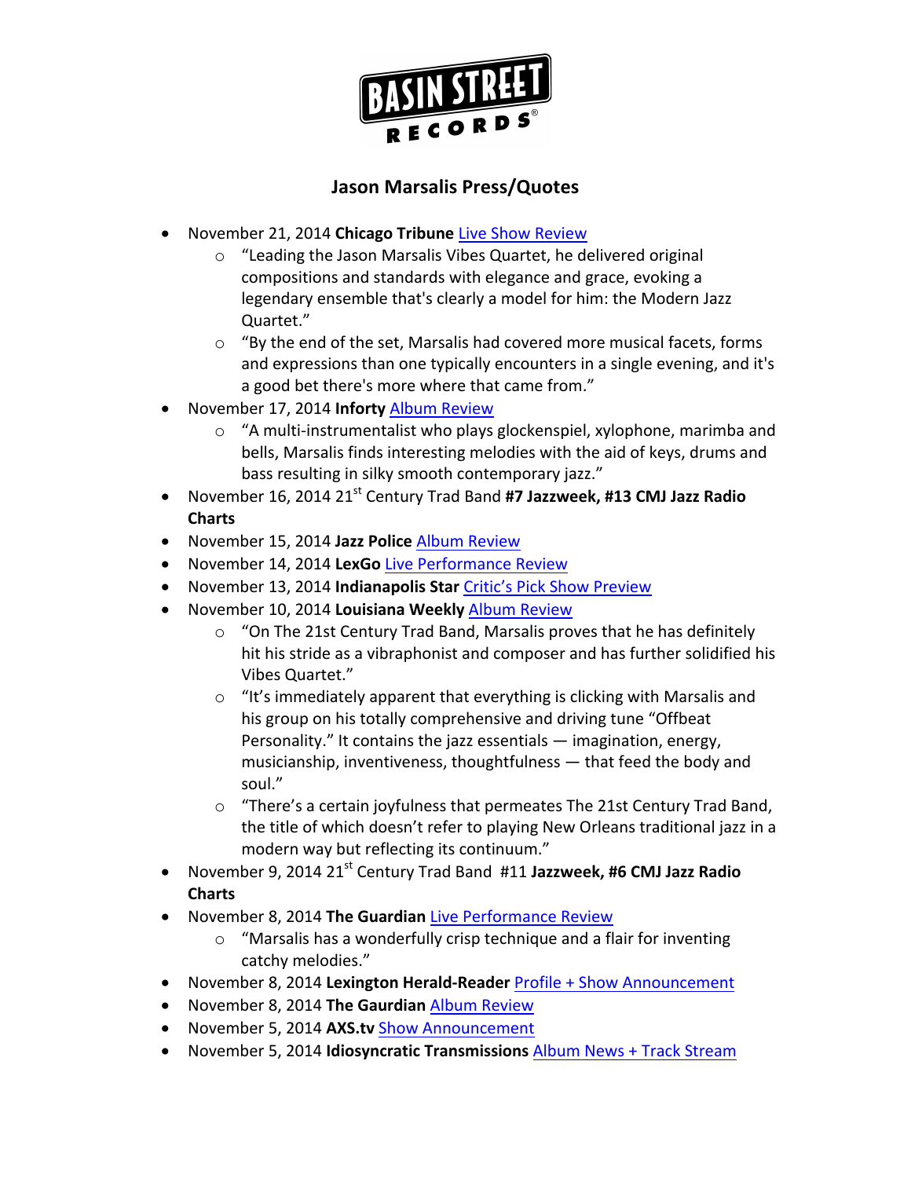BASIN STREET RECORDS®

## Jason Marsalis Press/Quotes

- November 21, 2014 **Chicago Tribune** Live Show Review
  - "Leading the Jason Marsalis Vibes Quartet, he delivered original compositions and standards with elegance and grace, evoking a legendary ensemble that's clearly a model for him: the Modern Jazz Quartet."
  - "By the end of the set, Marsalis had covered more musical facets, forms and expressions than one typically encounters in a single evening, and it's a good bet there's more where that came from."
- November 17, 2014 **Inforty** Album Review
  - "A multi-instrumentalist who plays glockenspiel, xylophone, marimba and bells, Marsalis finds interesting melodies with the aid of keys, drums and bass resulting in silky smooth contemporary jazz."
- November 16, 2014 21st Century Trad Band **#7 Jazzweek, #13 CMJ Jazz Radio Charts**
- November 15, 2014 **Jazz Police** Album Review
- November 14, 2014 **LexGo** Live Performance Review
- November 13, 2014 **Indianapolis Star** Critic's Pick Show Preview
- November 10, 2014 **Louisiana Weekly** Album Review
  - "On The 21st Century Trad Band, Marsalis proves that he has definitely hit his stride as a vibraphonist and composer and has further solidified his Vibes Quartet."
  - "It's immediately apparent that everything is clicking with Marsalis and his group on his totally comprehensive and driving tune "Offbeat Personality." It contains the jazz essentials — imagination, energy, musicianship, inventiveness, thoughtfulness — that feed the body and soul."
  - "There's a certain joyfulness that permeates The 21st Century Trad Band, the title of which doesn't refer to playing New Orleans traditional jazz in a modern way but reflecting its continuum."
- November 9, 2014 21st Century Trad Band #11 **Jazzweek, #6 CMJ Jazz Radio Charts**
- November 8, 2014 **The Guardian** Live Performance Review
  - "Marsalis has a wonderfully crisp technique and a flair for inventing catchy melodies."
- November 8, 2014 **Lexington Herald-Reader** Profile + Show Announcement
- November 8, 2014 **The Gaurdian** Album Review
- November 5, 2014 **AXS.tv** Show Announcement
- November 5, 2014 **Idiosyncratic Transmissions** Album News + Track Stream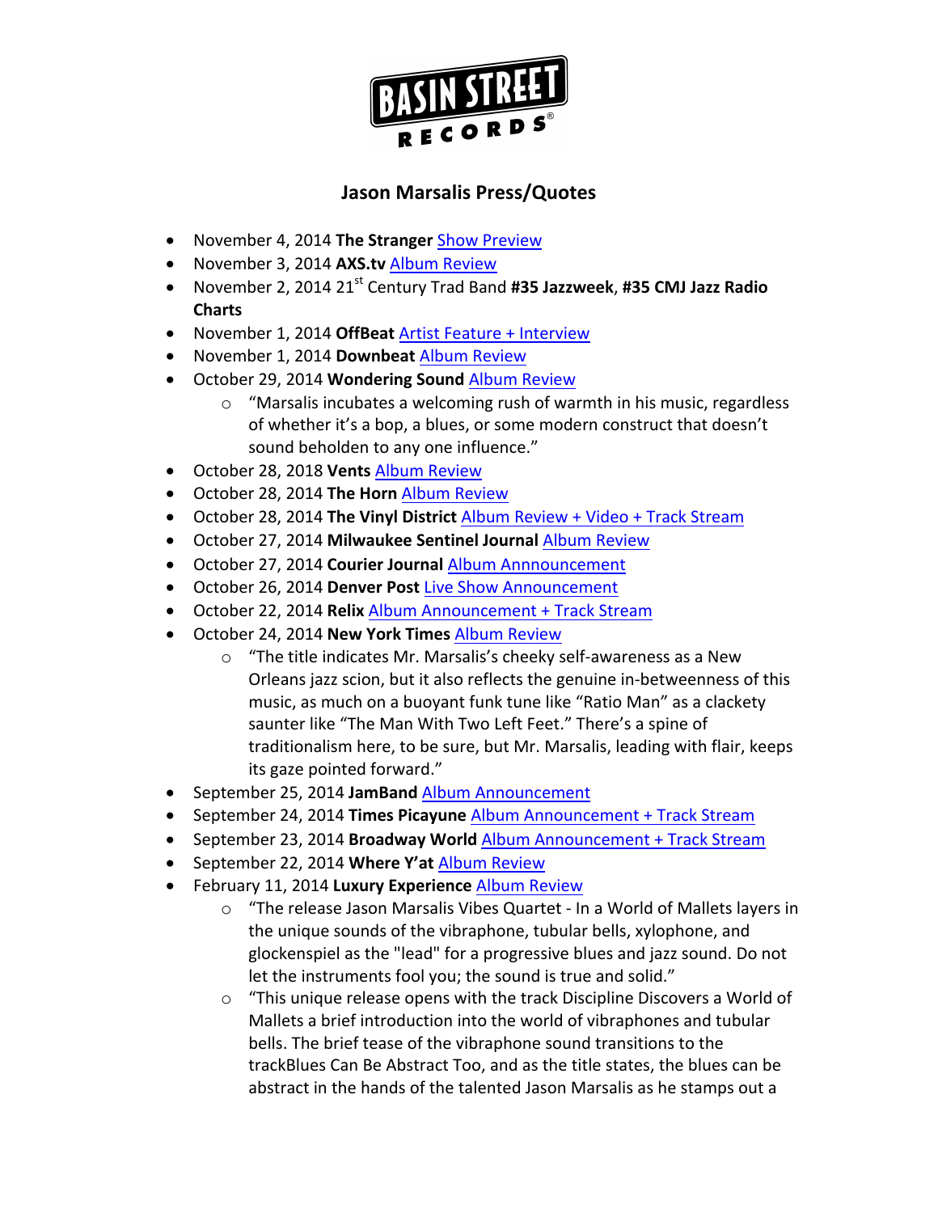BASIN STREET RECORDS®

## Jason Marsalis Press/Quotes

- November 4, 2014 **The Stranger** Show Preview
- November 3, 2014 **AXS.tv** Album Review
- November 2, 2014 21st Century Trad Band **#35 Jazzweek**, **#35 CMJ Jazz Radio Charts**
- November 1, 2014 **OffBeat** Artist Feature + Interview
- November 1, 2014 **Downbeat** Album Review
- October 29, 2014 **Wondering Sound** Album Review
  - "Marsalis incubates a welcoming rush of warmth in his music, regardless of whether it's a bop, a blues, or some modern construct that doesn't sound beholden to any one influence."
- October 28, 2018 **Vents** Album Review
- October 28, 2014 **The Horn** Album Review
- October 28, 2014 **The Vinyl District** Album Review + Video + Track Stream
- October 27, 2014 **Milwaukee Sentinel Journal** Album Review
- October 27, 2014 **Courier Journal** Album Annnouncement
- October 26, 2014 **Denver Post** Live Show Announcement
- October 22, 2014 **Relix** Album Announcement + Track Stream
- October 24, 2014 **New York Times** Album Review
  - "The title indicates Mr. Marsalis's cheeky self-awareness as a New Orleans jazz scion, but it also reflects the genuine in-betweenness of this music, as much on a buoyant funk tune like "Ratio Man" as a clackety saunter like "The Man With Two Left Feet." There's a spine of traditionalism here, to be sure, but Mr. Marsalis, leading with flair, keeps its gaze pointed forward."
- September 25, 2014 **JamBand** Album Announcement
- September 24, 2014 **Times Picayune** Album Announcement + Track Stream
- September 23, 2014 **Broadway World** Album Announcement + Track Stream
- September 22, 2014 **Where Y'at** Album Review
- February 11, 2014 **Luxury Experience** Album Review
  - "The release Jason Marsalis Vibes Quartet - In a World of Mallets layers in the unique sounds of the vibraphone, tubular bells, xylophone, and glockenspiel as the "lead" for a progressive blues and jazz sound. Do not let the instruments fool you; the sound is true and solid."
  - "This unique release opens with the track Discipline Discovers a World of Mallets a brief introduction into the world of vibraphones and tubular bells. The brief tease of the vibraphone sound transitions to the trackBlues Can Be Abstract Too, and as the title states, the blues can be abstract in the hands of the talented Jason Marsalis as he stamps out a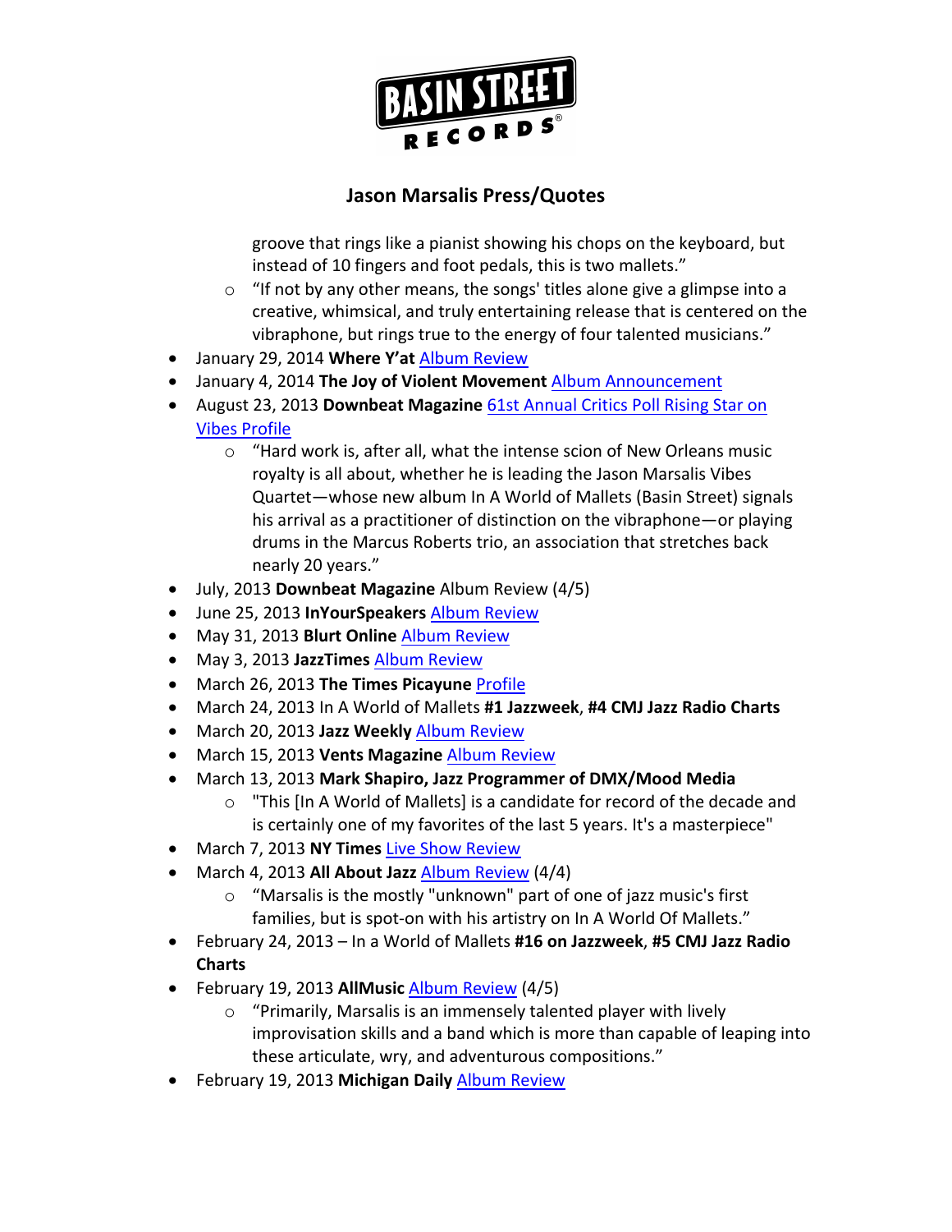# Jason Marsalis Press/Quotes

groove that rings like a pianist showing his chops on the keyboard, but instead of 10 fingers and foot pedals, this is two mallets."

  - "If not by any other means, the songs' titles alone give a glimpse into a creative, whimsical, and truly entertaining release that is centered on the vibraphone, but rings true to the energy of four talented musicians."

- January 29, 2014 **Where Y'at** Album Review
- January 4, 2014 **The Joy of Violent Movement** Album Announcement
- August 23, 2013 **Downbeat Magazine** 61st Annual Critics Poll Rising Star on Vibes Profile
  - "Hard work is, after all, what the intense scion of New Orleans music royalty is all about, whether he is leading the Jason Marsalis Vibes Quartet—whose new album In A World of Mallets (Basin Street) signals his arrival as a practitioner of distinction on the vibraphone—or playing drums in the Marcus Roberts trio, an association that stretches back nearly 20 years."
- July, 2013 **Downbeat Magazine** Album Review (4/5)
- June 25, 2013 **InYourSpeakers** Album Review
- May 31, 2013 **Blurt Online** Album Review
- May 3, 2013 **JazzTimes** Album Review
- March 26, 2013 **The Times Picayune** Profile
- March 24, 2013 In A World of Mallets **#1 Jazzweek**, **#4 CMJ Jazz Radio Charts**
- March 20, 2013 **Jazz Weekly** Album Review
- March 15, 2013 **Vents Magazine** Album Review
- March 13, 2013 **Mark Shapiro, Jazz Programmer of DMX/Mood Media**
  - "This [In A World of Mallets] is a candidate for record of the decade and is certainly one of my favorites of the last 5 years. It's a masterpiece"
- March 7, 2013 **NY Times** Live Show Review
- March 4, 2013 **All About Jazz** Album Review (4/4)
  - "Marsalis is the mostly "unknown" part of one of jazz music's first families, but is spot-on with his artistry on In A World Of Mallets."
- February 24, 2013 – In a World of Mallets **#16 on Jazzweek**, **#5 CMJ Jazz Radio Charts**
- February 19, 2013 **AllMusic** Album Review (4/5)
  - "Primarily, Marsalis is an immensely talented player with lively improvisation skills and a band which is more than capable of leaping into these articulate, wry, and adventurous compositions."
- February 19, 2013 **Michigan Daily** Album Review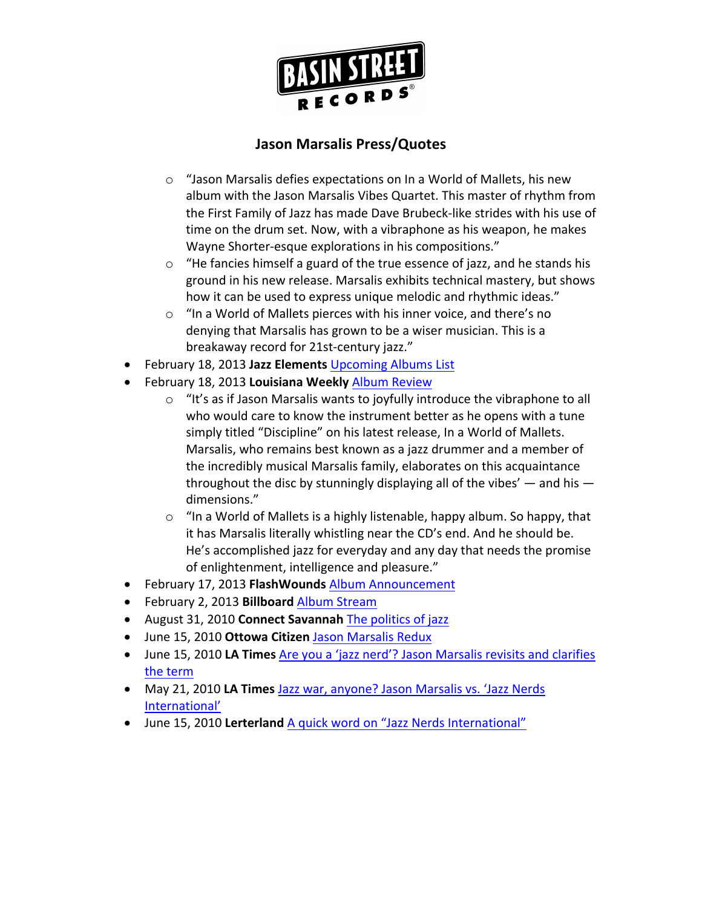BASIN STREET RECORDS®

## Jason Marsalis Press/Quotes

  - "Jason Marsalis defies expectations on In a World of Mallets, his new album with the Jason Marsalis Vibes Quartet. This master of rhythm from the First Family of Jazz has made Dave Brubeck-like strides with his use of time on the drum set. Now, with a vibraphone as his weapon, he makes Wayne Shorter-esque explorations in his compositions."
  - "He fancies himself a guard of the true essence of jazz, and he stands his ground in his new release. Marsalis exhibits technical mastery, but shows how it can be used to express unique melodic and rhythmic ideas."
  - "In a World of Mallets pierces with his inner voice, and there's no denying that Marsalis has grown to be a wiser musician. This is a breakaway record for 21st-century jazz."
- February 18, 2013 **Jazz Elements** Upcoming Albums List
- February 18, 2013 **Louisiana Weekly** Album Review
  - "It's as if Jason Marsalis wants to joyfully introduce the vibraphone to all who would care to know the instrument better as he opens with a tune simply titled "Discipline" on his latest release, In a World of Mallets. Marsalis, who remains best known as a jazz drummer and a member of the incredibly musical Marsalis family, elaborates on this acquaintance throughout the disc by stunningly displaying all of the vibes' — and his — dimensions."
  - "In a World of Mallets is a highly listenable, happy album. So happy, that it has Marsalis literally whistling near the CD's end. And he should be. He's accomplished jazz for everyday and any day that needs the promise of enlightenment, intelligence and pleasure."
- February 17, 2013 **FlashWounds** Album Announcement
- February 2, 2013 **Billboard** Album Stream
- August 31, 2010 **Connect Savannah** The politics of jazz
- June 15, 2010 **Ottowa Citizen** Jason Marsalis Redux
- June 15, 2010 **LA Times** Are you a 'jazz nerd'? Jason Marsalis revisits and clarifies the term
- May 21, 2010 **LA Times** Jazz war, anyone? Jason Marsalis vs. 'Jazz Nerds International'
- June 15, 2010 **Lerterland** A quick word on "Jazz Nerds International"